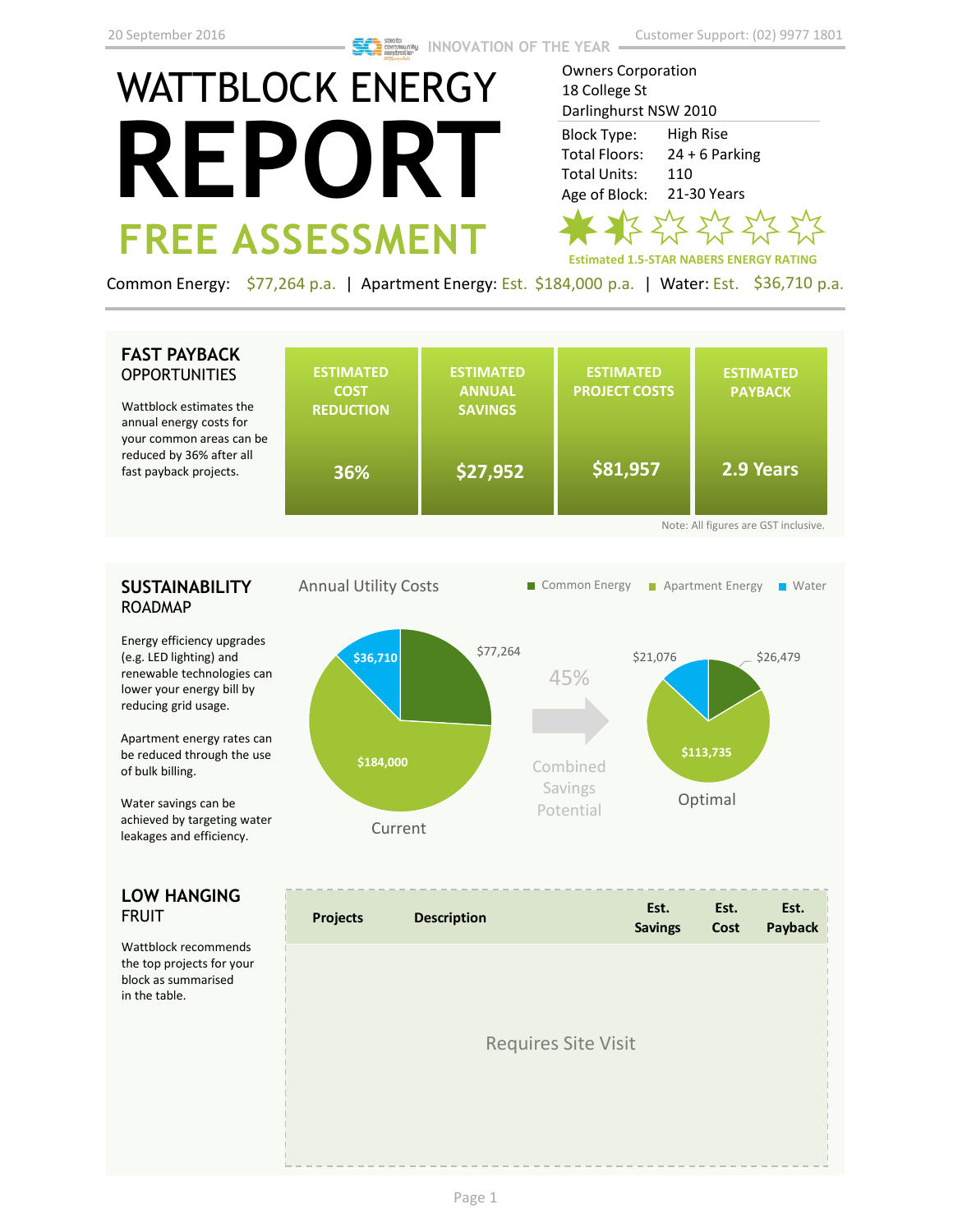20 September 2016

INNOVATION OF THE YEAR

Customer Support: (02) 9977 1801

# WATTBLOCK ENERGY REPORT

## FREE ASSESSMENT

Owners Corporation
18 College St
Darlinghurst NSW 2010

| | |
|---|---|
| Block Type: | High Rise |
| Total Floors: | 24 + 6 Parking |
| Total Units: | 110 |
| Age of Block: | 21-30 Years |

Estimated 1.5-STAR NABERS ENERGY RATING

Common Energy: $77,264 p.a. | Apartment Energy: Est. $184,000 p.a. | Water: Est. $36,710 p.a.

## FAST PAYBACK OPPORTUNITIES

Wattblock estimates the annual energy costs for your common areas can be reduced by 36% after all fast payback projects.

| ESTIMATED COST REDUCTION | ESTIMATED ANNUAL SAVINGS | ESTIMATED PROJECT COSTS | ESTIMATED PAYBACK |
|---|---|---|---|
| 36% | $27,952 | $81,957 | 2.9 Years |

Note: All figures are GST inclusive.

## SUSTAINABILITY ROADMAP

Energy efficiency upgrades (e.g. LED lighting) and renewable technologies can lower your energy bill by reducing grid usage.

Apartment energy rates can be reduced through the use of bulk billing.

Water savings can be achieved by targeting water leakages and efficiency.

Annual Utility Costs

Common Energy | Apartment Energy | Water

Current: Common Energy $77,264; Apartment Energy $184,000; Water $36,710

45% Combined Savings Potential

Optimal: Common Energy $26,479; Apartment Energy $113,735; Water $21,076

## LOW HANGING FRUIT

Wattblock recommends the top projects for your block as summarised in the table.

| Projects | Description | Est. Savings | Est. Cost | Est. Payback |
|---|---|---|---|---|
| Requires Site Visit | | | | |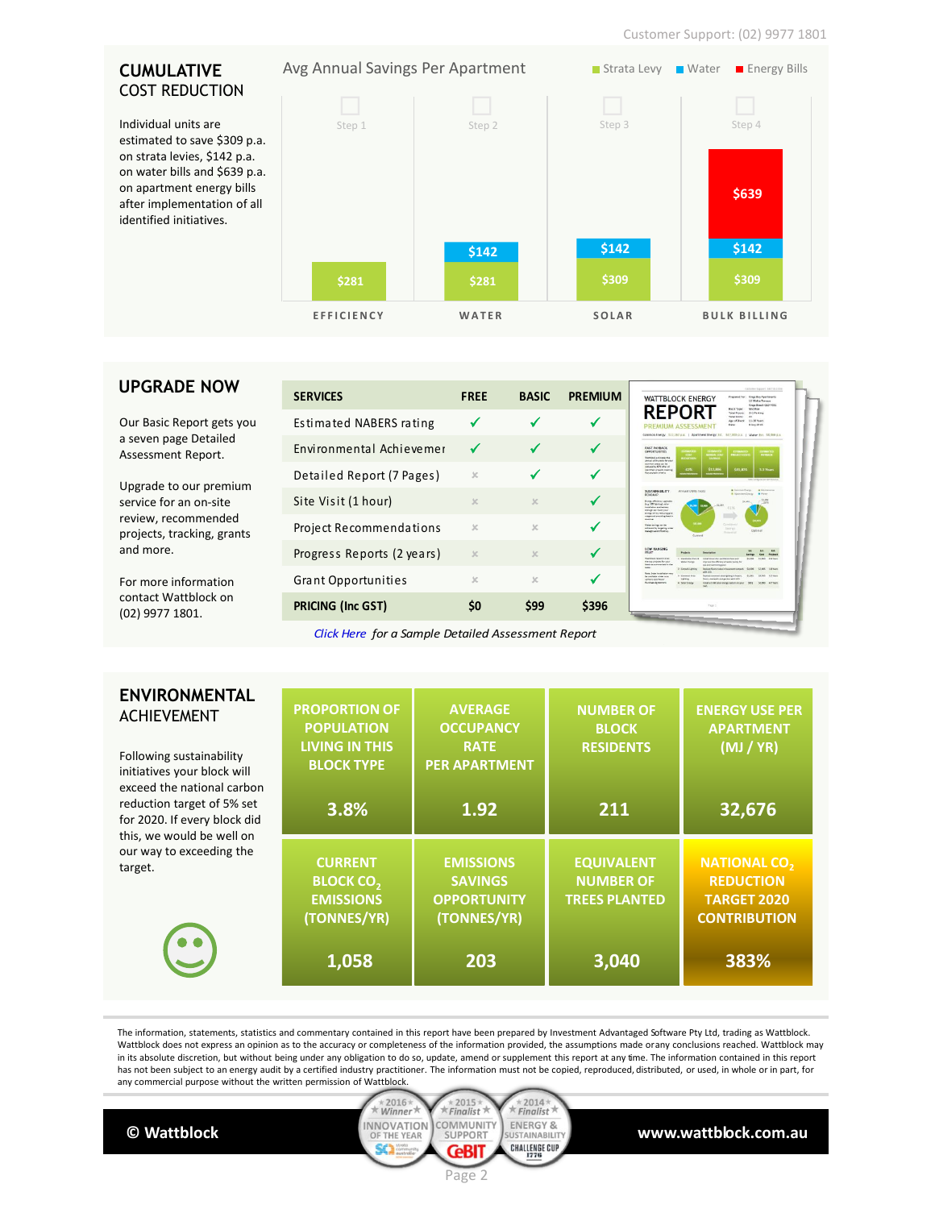## CUMULATIVE COST REDUCTION

Individual units are estimated to save $309 p.a. on strata levies, $142 p.a. on water bills and $639 p.a. on apartment energy bills after implementation of all identified initiatives.

Avg Annual Savings Per Apartment

Strata Levy
Water
Energy Bills

Step 1
$281
EFFICIENCY

Step 2
$142
$281
WATER

Step 3
$142
$309
SOLAR

Step 4
$639
$142
$309
BULK BILLING

## UPGRADE NOW

Our Basic Report gets you a seven page Detailed Assessment Report.

Upgrade to our premium service for an on-site review, recommended projects, tracking, grants and more.

For more information contact Wattblock on (02) 9977 1801.

| SERVICES | FREE | BASIC | PREMIUM |
|---|---|---|---|
| Estimated NABERS rating | ✓ | ✓ | ✓ |
| Environmental Achievemer | ✓ | ✓ | ✓ |
| Detailed Report (7 Pages) | × | ✓ | ✓ |
| Site Visit (1 hour) | × | × | ✓ |
| Project Recommendations | × | × | ✓ |
| Progress Reports (2 years) | × | × | ✓ |
| Grant Opportunities | × | × | ✓ |
| **PRICING (Inc GST)** | **$0** | **$99** | **$396** |

*Click Here for a Sample Detailed Assessment Report*

## ENVIRONMENTAL ACHIEVEMENT

Following sustainability initiatives your block will exceed the national carbon reduction target of 5% set for 2020. If every block did this, we would be well on our way to exceeding the target.

| PROPORTION OF POPULATION LIVING IN THIS BLOCK TYPE | AVERAGE OCCUPANCY RATE PER APARTMENT | NUMBER OF BLOCK RESIDENTS | ENERGY USE PER APARTMENT (MJ / YR) |
|---|---|---|---|
| 3.8% | 1.92 | 211 | 32,676 |
| **CURRENT BLOCK $CO_2$ EMISSIONS (TONNES/YR)** | **EMISSIONS SAVINGS OPPORTUNITY (TONNES/YR)** | **EQUIVALENT NUMBER OF TREES PLANTED** | **NATIONAL $CO_2$ REDUCTION TARGET 2020 CONTRIBUTION** |
| 1,058 | 203 | 3,040 | 383% |

The information, statements, statistics and commentary contained in this report have been prepared by Investment Advantaged Software Pty Ltd, trading as Wattblock. Wattblock does not express an opinion as to the accuracy or completeness of the information provided, the assumptions made orany conclusions reached. Wattblock may in its absolute discretion, but without being under any obligation to do so, update, amend or supplement this report at any time. The information contained in this report has not been subject to an energy audit by a certified industry practitioner. The information must not be copied, reproduced, distributed, or used, in whole or in part, for any commercial purpose without the written permission of Wattblock.

© Wattblock

2016 Winner INNOVATION OF THE YEAR — 2015 Finalist COMMUNITY SUPPORT CeBIT — 2014 Finalist ENERGY & SUSTAINABILITY CHALLENGE CUP

www.wattblock.com.au